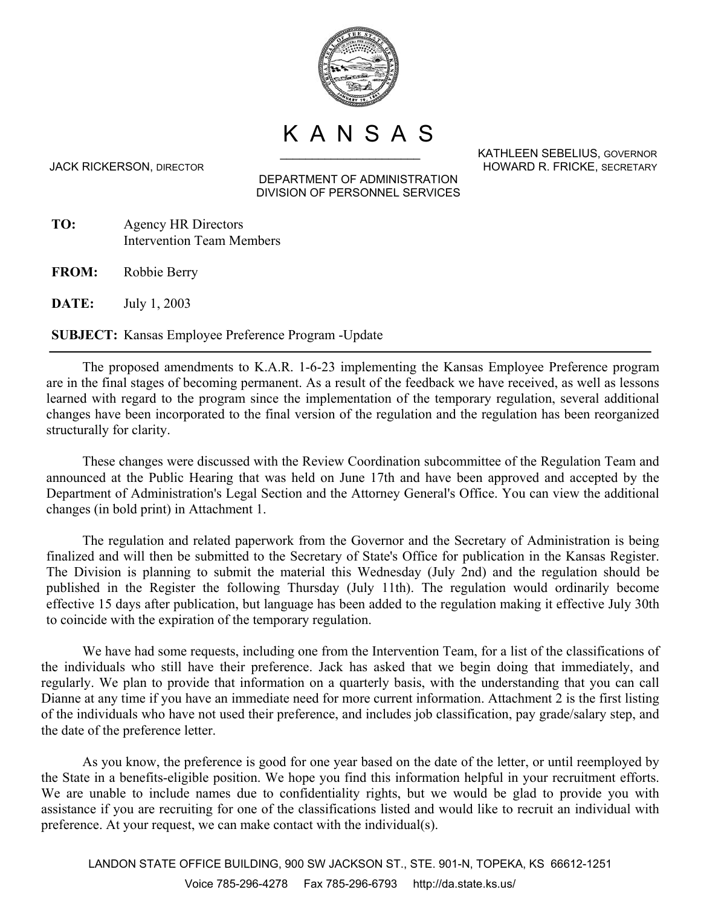# K A N S A S

JACK RICKERSON, DIRECTOR

KATHLEEN SEBELIUS, GOVERNOR
HOWARD R. FRICKE, SECRETARY

DEPARTMENT OF ADMINISTRATION
DIVISION OF PERSONNEL SERVICES

**TO:** Agency HR Directors
Intervention Team Members

**FROM:** Robbie Berry

**DATE:** July 1, 2003

**SUBJECT:** Kansas Employee Preference Program -Update

---

The proposed amendments to K.A.R. 1-6-23 implementing the Kansas Employee Preference program are in the final stages of becoming permanent. As a result of the feedback we have received, as well as lessons learned with regard to the program since the implementation of the temporary regulation, several additional changes have been incorporated to the final version of the regulation and the regulation has been reorganized structurally for clarity.

These changes were discussed with the Review Coordination subcommittee of the Regulation Team and announced at the Public Hearing that was held on June 17th and have been approved and accepted by the Department of Administration's Legal Section and the Attorney General's Office. You can view the additional changes (in bold print) in Attachment 1.

The regulation and related paperwork from the Governor and the Secretary of Administration is being finalized and will then be submitted to the Secretary of State's Office for publication in the Kansas Register. The Division is planning to submit the material this Wednesday (July 2nd) and the regulation should be published in the Register the following Thursday (July 11th). The regulation would ordinarily become effective 15 days after publication, but language has been added to the regulation making it effective July 30th to coincide with the expiration of the temporary regulation.

We have had some requests, including one from the Intervention Team, for a list of the classifications of the individuals who still have their preference. Jack has asked that we begin doing that immediately, and regularly. We plan to provide that information on a quarterly basis, with the understanding that you can call Dianne at any time if you have an immediate need for more current information. Attachment 2 is the first listing of the individuals who have not used their preference, and includes job classification, pay grade/salary step, and the date of the preference letter.

As you know, the preference is good for one year based on the date of the letter, or until reemployed by the State in a benefits-eligible position. We hope you find this information helpful in your recruitment efforts. We are unable to include names due to confidentiality rights, but we would be glad to provide you with assistance if you are recruiting for one of the classifications listed and would like to recruit an individual with preference. At your request, we can make contact with the individual(s).

LANDON STATE OFFICE BUILDING, 900 SW JACKSON ST., STE. 901-N, TOPEKA, KS 66612-1251
Voice 785-296-4278 Fax 785-296-6793 http://da.state.ks.us/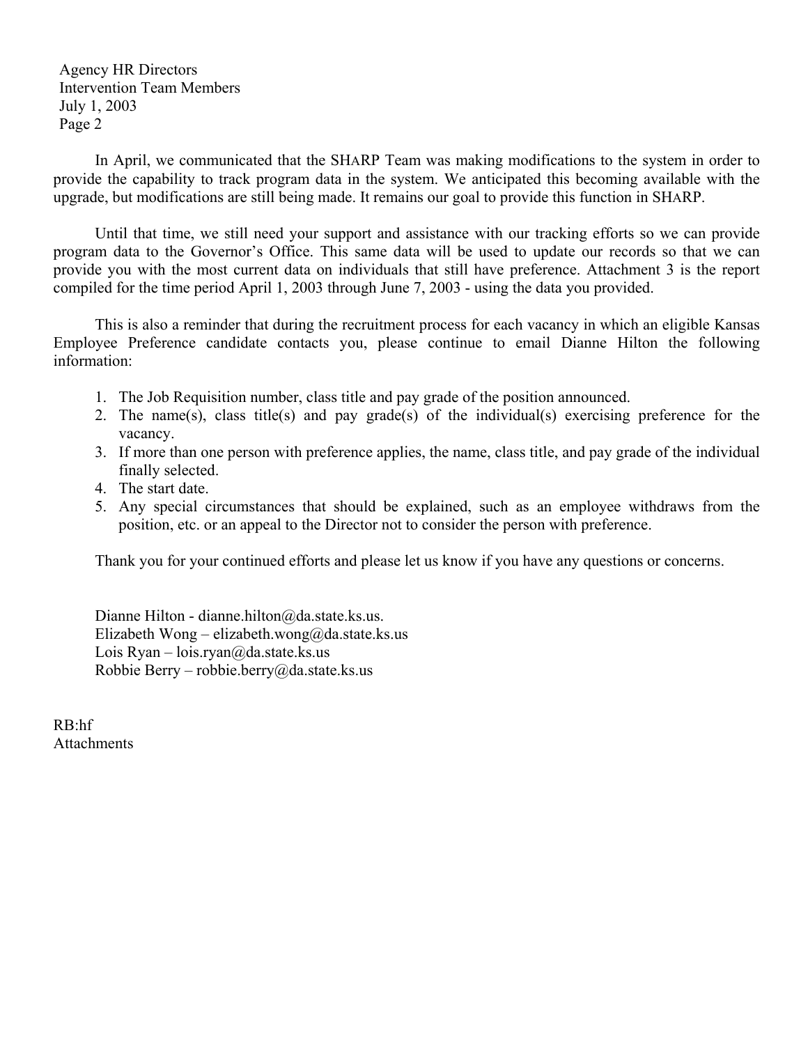Agency HR Directors
Intervention Team Members
July 1, 2003
Page 2

In April, we communicated that the SHARP Team was making modifications to the system in order to provide the capability to track program data in the system. We anticipated this becoming available with the upgrade, but modifications are still being made. It remains our goal to provide this function in SHARP.

Until that time, we still need your support and assistance with our tracking efforts so we can provide program data to the Governor's Office. This same data will be used to update our records so that we can provide you with the most current data on individuals that still have preference. Attachment 3 is the report compiled for the time period April 1, 2003 through June 7, 2003 - using the data you provided.

This is also a reminder that during the recruitment process for each vacancy in which an eligible Kansas Employee Preference candidate contacts you, please continue to email Dianne Hilton the following information:

1. The Job Requisition number, class title and pay grade of the position announced.
2. The name(s), class title(s) and pay grade(s) of the individual(s) exercising preference for the vacancy.
3. If more than one person with preference applies, the name, class title, and pay grade of the individual finally selected.
4. The start date.
5. Any special circumstances that should be explained, such as an employee withdraws from the position, etc. or an appeal to the Director not to consider the person with preference.

Thank you for your continued efforts and please let us know if you have any questions or concerns.

Dianne Hilton - dianne.hilton@da.state.ks.us.
Elizabeth Wong – elizabeth.wong@da.state.ks.us
Lois Ryan – lois.ryan@da.state.ks.us
Robbie Berry – robbie.berry@da.state.ks.us

RB:hf
Attachments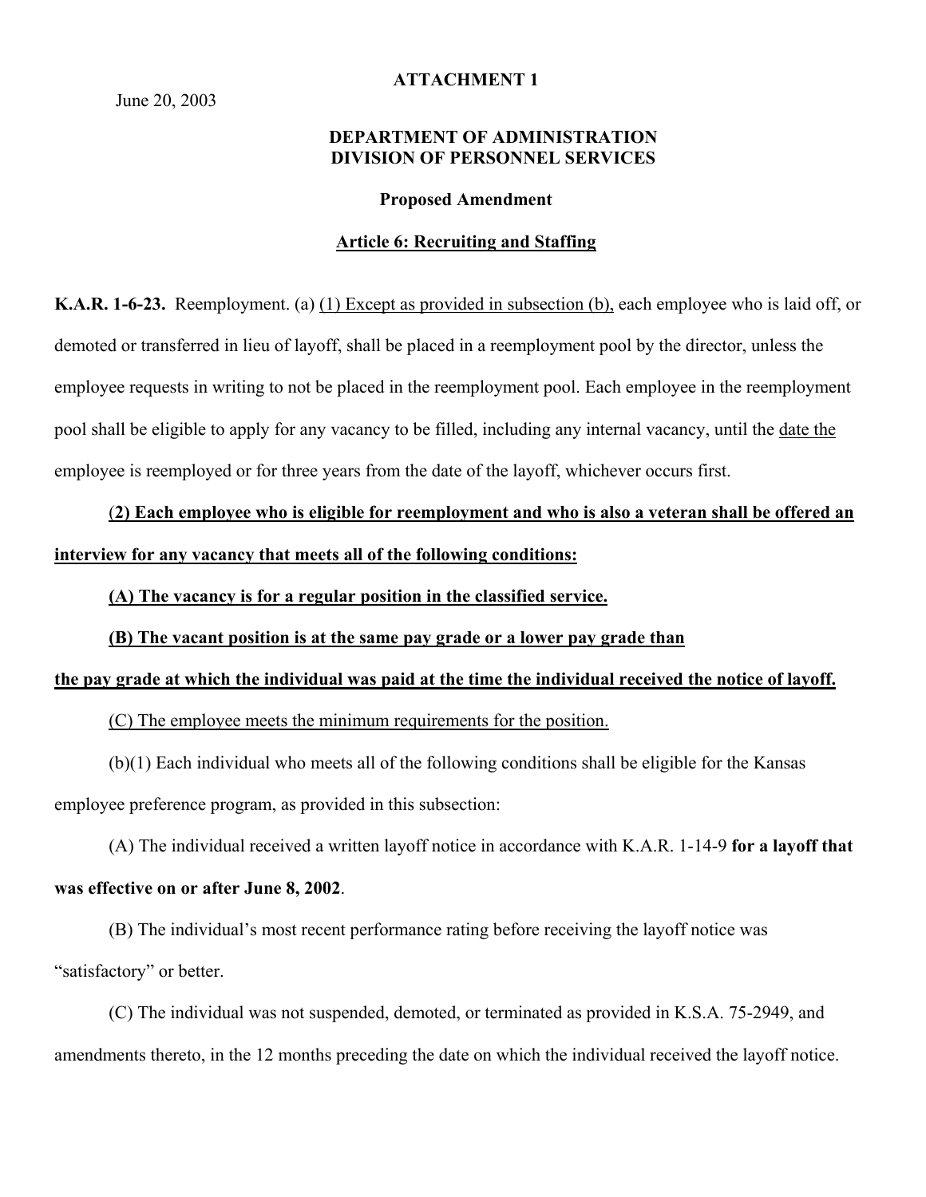June 20, 2003

**ATTACHMENT 1**

**DEPARTMENT OF ADMINISTRATION**
**DIVISION OF PERSONNEL SERVICES**

**Proposed Amendment**

**Article 6: Recruiting and Staffing**

**K.A.R. 1-6-23.** Reemployment. (a) (1) Except as provided in subsection (b), each employee who is laid off, or demoted or transferred in lieu of layoff, shall be placed in a reemployment pool by the director, unless the employee requests in writing to not be placed in the reemployment pool. Each employee in the reemployment pool shall be eligible to apply for any vacancy to be filled, including any internal vacancy, until the date the employee is reemployed or for three years from the date of the layoff, whichever occurs first.

**(2) Each employee who is eligible for reemployment and who is also a veteran shall be offered an interview for any vacancy that meets all of the following conditions:**

**(A) The vacancy is for a regular position in the classified service.**

**(B) The vacant position is at the same pay grade or a lower pay grade than the pay grade at which the individual was paid at the time the individual received the notice of layoff.**

(C) The employee meets the minimum requirements for the position.

(b)(1) Each individual who meets all of the following conditions shall be eligible for the Kansas employee preference program, as provided in this subsection:

(A) The individual received a written layoff notice in accordance with K.A.R. 1-14-9 **for a layoff that was effective on or after June 8, 2002**.

(B) The individual's most recent performance rating before receiving the layoff notice was "satisfactory" or better.

(C) The individual was not suspended, demoted, or terminated as provided in K.S.A. 75-2949, and amendments thereto, in the 12 months preceding the date on which the individual received the layoff notice.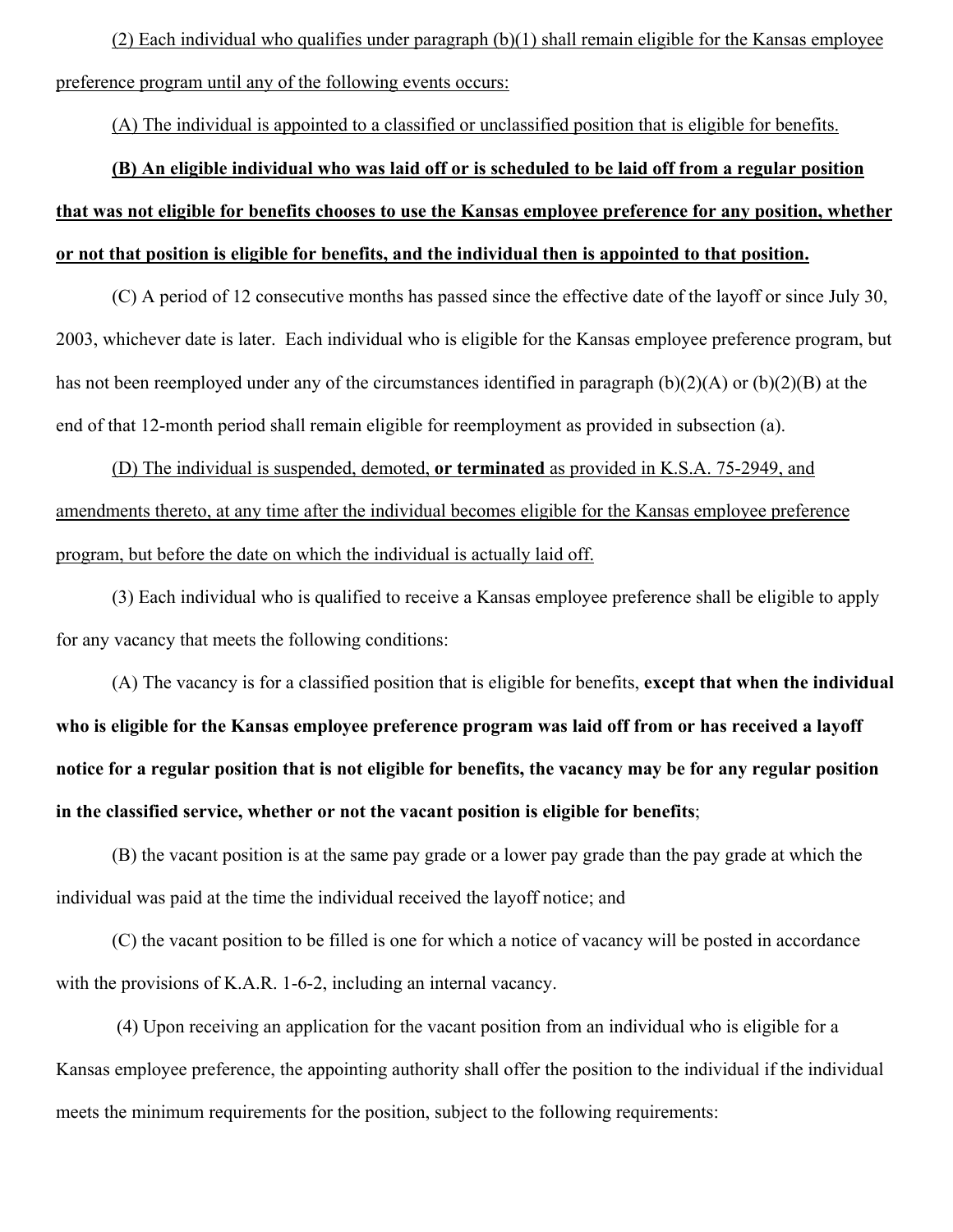(2) Each individual who qualifies under paragraph (b)(1) shall remain eligible for the Kansas employee preference program until any of the following events occurs:

(A) The individual is appointed to a classified or unclassified position that is eligible for benefits.

**(B) An eligible individual who was laid off or is scheduled to be laid off from a regular position that was not eligible for benefits chooses to use the Kansas employee preference for any position, whether or not that position is eligible for benefits, and the individual then is appointed to that position.**

(C) A period of 12 consecutive months has passed since the effective date of the layoff or since July 30, 2003, whichever date is later. Each individual who is eligible for the Kansas employee preference program, but has not been reemployed under any of the circumstances identified in paragraph (b)(2)(A) or (b)(2)(B) at the end of that 12-month period shall remain eligible for reemployment as provided in subsection (a).

(D) The individual is suspended, demoted, **or terminated** as provided in K.S.A. 75-2949, and amendments thereto, at any time after the individual becomes eligible for the Kansas employee preference program, but before the date on which the individual is actually laid off.

(3) Each individual who is qualified to receive a Kansas employee preference shall be eligible to apply for any vacancy that meets the following conditions:

(A) The vacancy is for a classified position that is eligible for benefits, **except that when the individual who is eligible for the Kansas employee preference program was laid off from or has received a layoff notice for a regular position that is not eligible for benefits, the vacancy may be for any regular position in the classified service, whether or not the vacant position is eligible for benefits**;

(B) the vacant position is at the same pay grade or a lower pay grade than the pay grade at which the individual was paid at the time the individual received the layoff notice; and

(C) the vacant position to be filled is one for which a notice of vacancy will be posted in accordance with the provisions of K.A.R. 1-6-2, including an internal vacancy.

(4) Upon receiving an application for the vacant position from an individual who is eligible for a Kansas employee preference, the appointing authority shall offer the position to the individual if the individual meets the minimum requirements for the position, subject to the following requirements: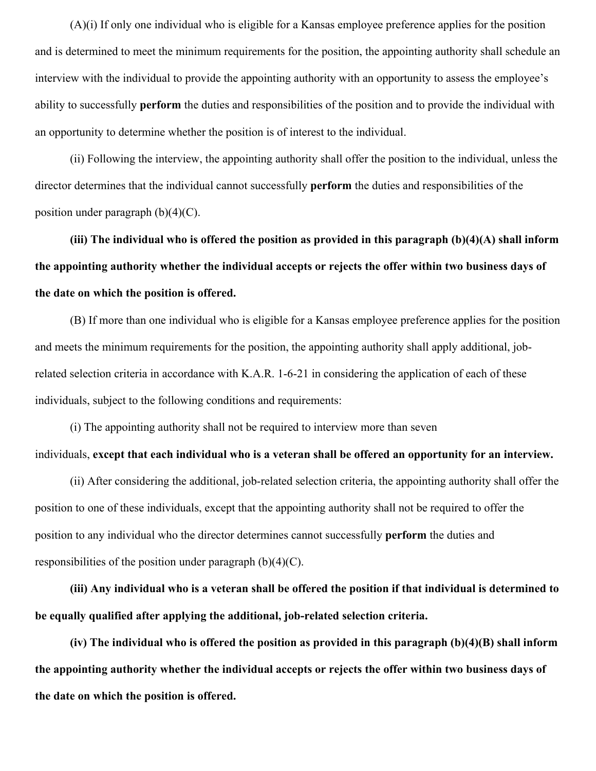(A)(i) If only one individual who is eligible for a Kansas employee preference applies for the position and is determined to meet the minimum requirements for the position, the appointing authority shall schedule an interview with the individual to provide the appointing authority with an opportunity to assess the employee's ability to successfully **perform** the duties and responsibilities of the position and to provide the individual with an opportunity to determine whether the position is of interest to the individual.

(ii) Following the interview, the appointing authority shall offer the position to the individual, unless the director determines that the individual cannot successfully **perform** the duties and responsibilities of the position under paragraph (b)(4)(C).

**(iii) The individual who is offered the position as provided in this paragraph (b)(4)(A) shall inform the appointing authority whether the individual accepts or rejects the offer within two business days of the date on which the position is offered.**

(B) If more than one individual who is eligible for a Kansas employee preference applies for the position and meets the minimum requirements for the position, the appointing authority shall apply additional, job-related selection criteria in accordance with K.A.R. 1-6-21 in considering the application of each of these individuals, subject to the following conditions and requirements:

(i) The appointing authority shall not be required to interview more than seven individuals, **except that each individual who is a veteran shall be offered an opportunity for an interview.**

(ii) After considering the additional, job-related selection criteria, the appointing authority shall offer the position to one of these individuals, except that the appointing authority shall not be required to offer the position to any individual who the director determines cannot successfully **perform** the duties and responsibilities of the position under paragraph (b)(4)(C).

**(iii) Any individual who is a veteran shall be offered the position if that individual is determined to be equally qualified after applying the additional, job-related selection criteria.**

**(iv) The individual who is offered the position as provided in this paragraph (b)(4)(B) shall inform the appointing authority whether the individual accepts or rejects the offer within two business days of the date on which the position is offered.**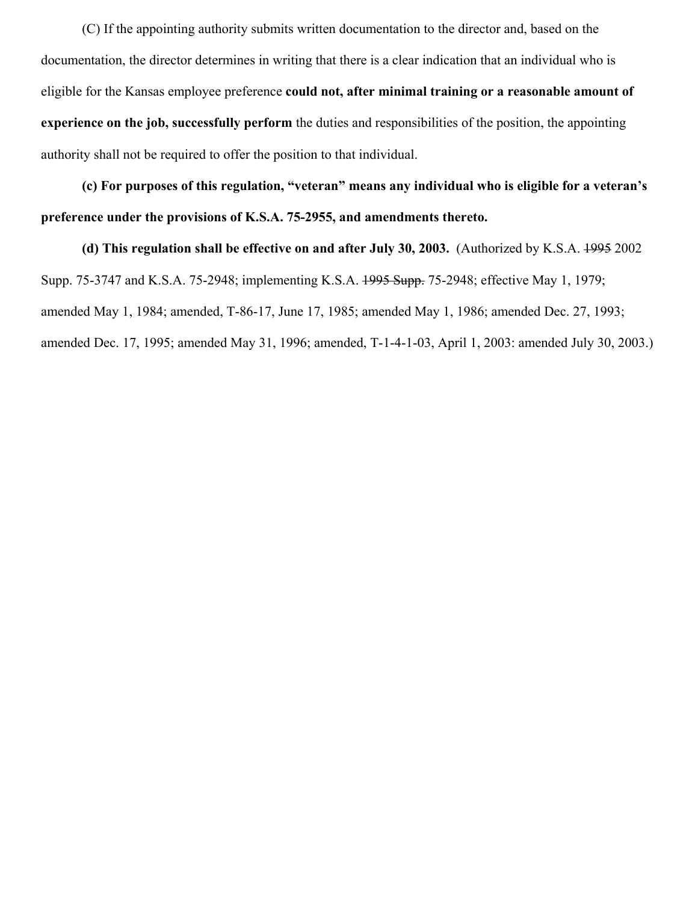(C) If the appointing authority submits written documentation to the director and, based on the documentation, the director determines in writing that there is a clear indication that an individual who is eligible for the Kansas employee preference **could not, after minimal training or a reasonable amount of experience on the job, successfully perform** the duties and responsibilities of the position, the appointing authority shall not be required to offer the position to that individual.

**(c) For purposes of this regulation, "veteran" means any individual who is eligible for a veteran's preference under the provisions of K.S.A. 75-2955, and amendments thereto.**

**(d) This regulation shall be effective on and after July 30, 2003.** (Authorized by K.S.A. ~~1995~~ 2002 Supp. 75-3747 and K.S.A. 75-2948; implementing K.S.A. ~~1995 Supp.~~ 75-2948; effective May 1, 1979; amended May 1, 1984; amended, T-86-17, June 17, 1985; amended May 1, 1986; amended Dec. 27, 1993; amended Dec. 17, 1995; amended May 31, 1996; amended, T-1-4-1-03, April 1, 2003: amended July 30, 2003.)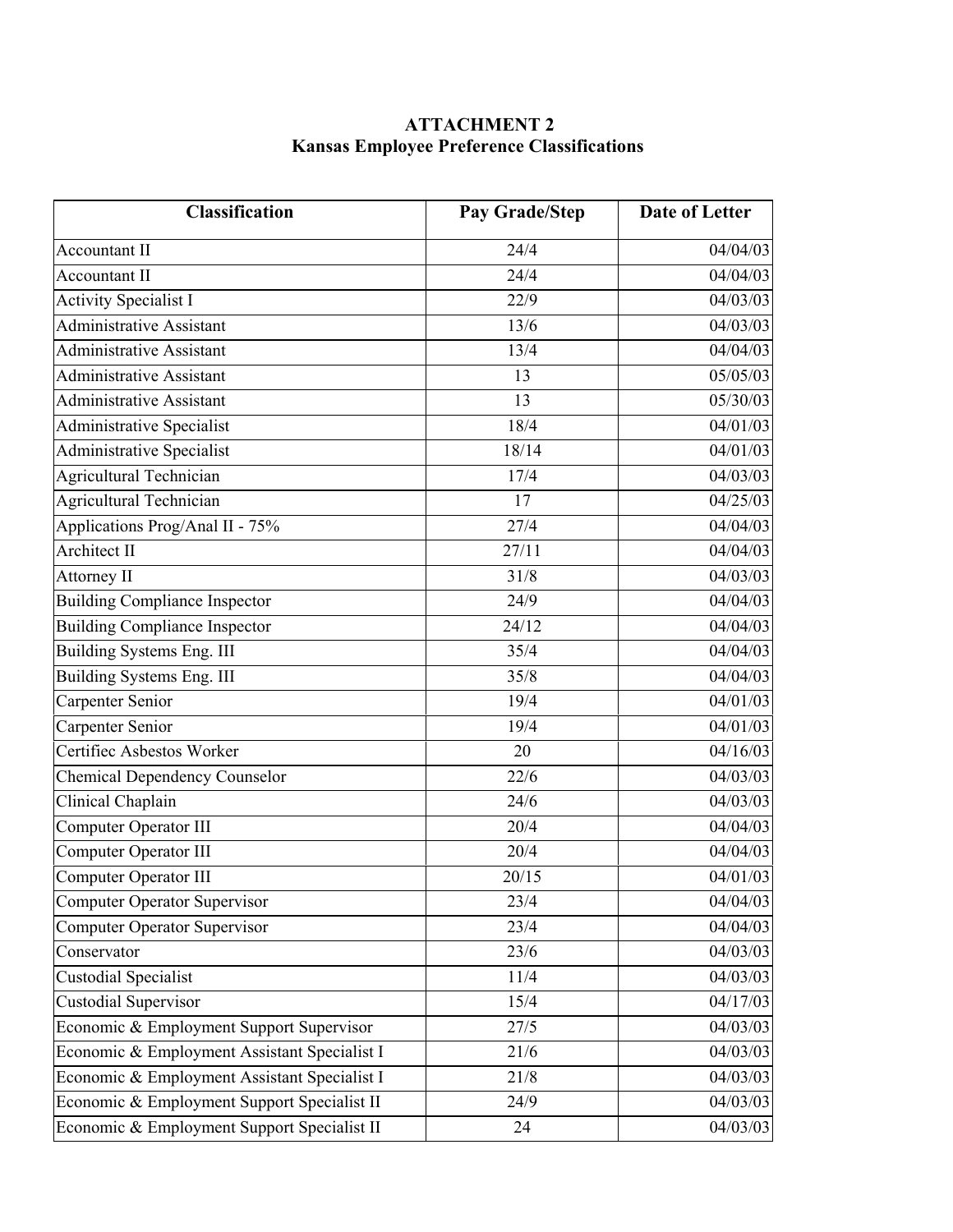# ATTACHMENT 2
## Kansas Employee Preference Classifications

| Classification | Pay Grade/Step | Date of Letter |
|---|---|---|
| Accountant II | 24/4 | 04/04/03 |
| Accountant II | 24/4 | 04/04/03 |
| Activity Specialist I | 22/9 | 04/03/03 |
| Administrative Assistant | 13/6 | 04/03/03 |
| Administrative Assistant | 13/4 | 04/04/03 |
| Administrative Assistant | 13 | 05/05/03 |
| Administrative Assistant | 13 | 05/30/03 |
| Administrative Specialist | 18/4 | 04/01/03 |
| Administrative Specialist | 18/14 | 04/01/03 |
| Agricultural Technician | 17/4 | 04/03/03 |
| Agricultural Technician | 17 | 04/25/03 |
| Applications Prog/Anal II - 75% | 27/4 | 04/04/03 |
| Architect II | 27/11 | 04/04/03 |
| Attorney II | 31/8 | 04/03/03 |
| Building Compliance Inspector | 24/9 | 04/04/03 |
| Building Compliance Inspector | 24/12 | 04/04/03 |
| Building Systems Eng. III | 35/4 | 04/04/03 |
| Building Systems Eng. III | 35/8 | 04/04/03 |
| Carpenter Senior | 19/4 | 04/01/03 |
| Carpenter Senior | 19/4 | 04/01/03 |
| Certifiec Asbestos Worker | 20 | 04/16/03 |
| Chemical Dependency Counselor | 22/6 | 04/03/03 |
| Clinical Chaplain | 24/6 | 04/03/03 |
| Computer Operator III | 20/4 | 04/04/03 |
| Computer Operator III | 20/4 | 04/04/03 |
| Computer Operator III | 20/15 | 04/01/03 |
| Computer Operator Supervisor | 23/4 | 04/04/03 |
| Computer Operator Supervisor | 23/4 | 04/04/03 |
| Conservator | 23/6 | 04/03/03 |
| Custodial Specialist | 11/4 | 04/03/03 |
| Custodial Supervisor | 15/4 | 04/17/03 |
| Economic & Employment Support Supervisor | 27/5 | 04/03/03 |
| Economic & Employment Assistant Specialist I | 21/6 | 04/03/03 |
| Economic & Employment Assistant Specialist I | 21/8 | 04/03/03 |
| Economic & Employment Support Specialist II | 24/9 | 04/03/03 |
| Economic & Employment Support Specialist II | 24 | 04/03/03 |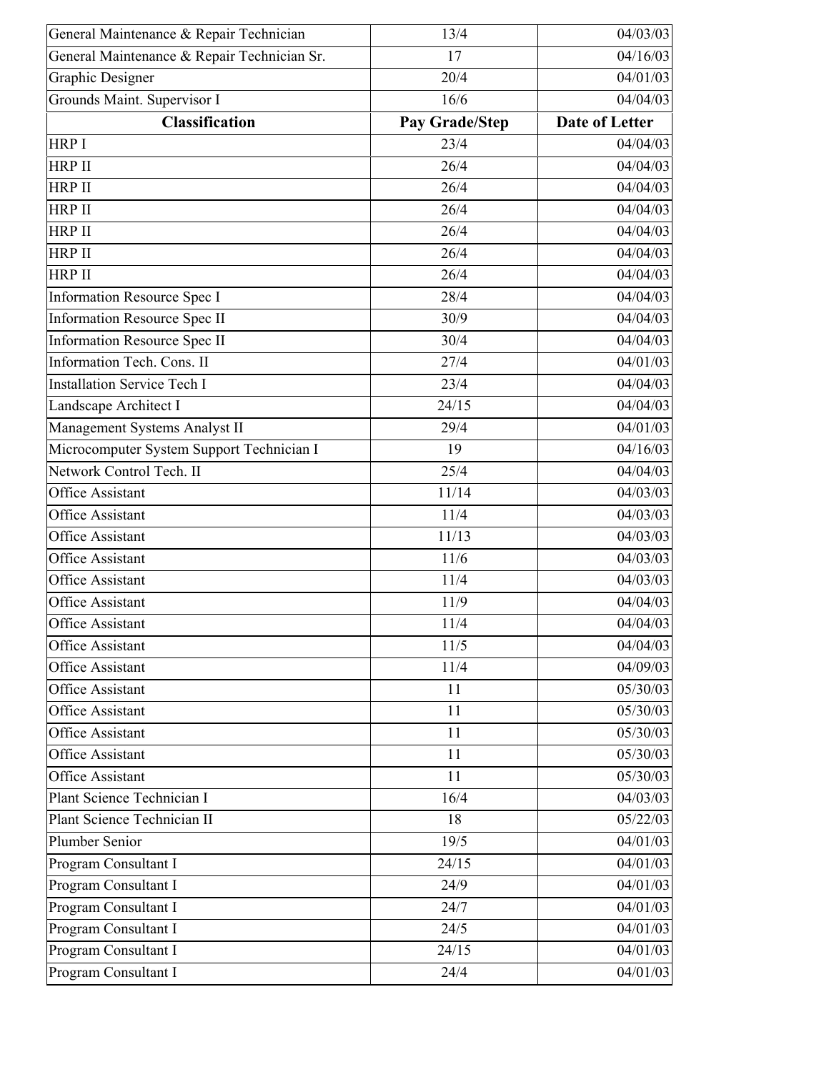| General Maintenance & Repair Technician | 13/4 | 04/03/03 |
|---|---|---|
| General Maintenance & Repair Technician Sr. | 17 | 04/16/03 |
| Graphic Designer | 20/4 | 04/01/03 |
| Grounds Maint. Supervisor I | 16/6 | 04/04/03 |
| **Classification** | **Pay Grade/Step** | **Date of Letter** |
| HRP I | 23/4 | 04/04/03 |
| HRP II | 26/4 | 04/04/03 |
| HRP II | 26/4 | 04/04/03 |
| HRP II | 26/4 | 04/04/03 |
| HRP II | 26/4 | 04/04/03 |
| HRP II | 26/4 | 04/04/03 |
| HRP II | 26/4 | 04/04/03 |
| Information Resource Spec I | 28/4 | 04/04/03 |
| Information Resource Spec II | 30/9 | 04/04/03 |
| Information Resource Spec II | 30/4 | 04/04/03 |
| Information Tech. Cons. II | 27/4 | 04/01/03 |
| Installation Service Tech I | 23/4 | 04/04/03 |
| Landscape Architect I | 24/15 | 04/04/03 |
| Management Systems Analyst II | 29/4 | 04/01/03 |
| Microcomputer System Support Technician I | 19 | 04/16/03 |
| Network Control Tech. II | 25/4 | 04/04/03 |
| Office Assistant | 11/14 | 04/03/03 |
| Office Assistant | 11/4 | 04/03/03 |
| Office Assistant | 11/13 | 04/03/03 |
| Office Assistant | 11/6 | 04/03/03 |
| Office Assistant | 11/4 | 04/03/03 |
| Office Assistant | 11/9 | 04/04/03 |
| Office Assistant | 11/4 | 04/04/03 |
| Office Assistant | 11/5 | 04/04/03 |
| Office Assistant | 11/4 | 04/09/03 |
| Office Assistant | 11 | 05/30/03 |
| Office Assistant | 11 | 05/30/03 |
| Office Assistant | 11 | 05/30/03 |
| Office Assistant | 11 | 05/30/03 |
| Office Assistant | 11 | 05/30/03 |
| Plant Science Technician I | 16/4 | 04/03/03 |
| Plant Science Technician II | 18 | 05/22/03 |
| Plumber Senior | 19/5 | 04/01/03 |
| Program Consultant I | 24/15 | 04/01/03 |
| Program Consultant I | 24/9 | 04/01/03 |
| Program Consultant I | 24/7 | 04/01/03 |
| Program Consultant I | 24/5 | 04/01/03 |
| Program Consultant I | 24/15 | 04/01/03 |
| Program Consultant I | 24/4 | 04/01/03 |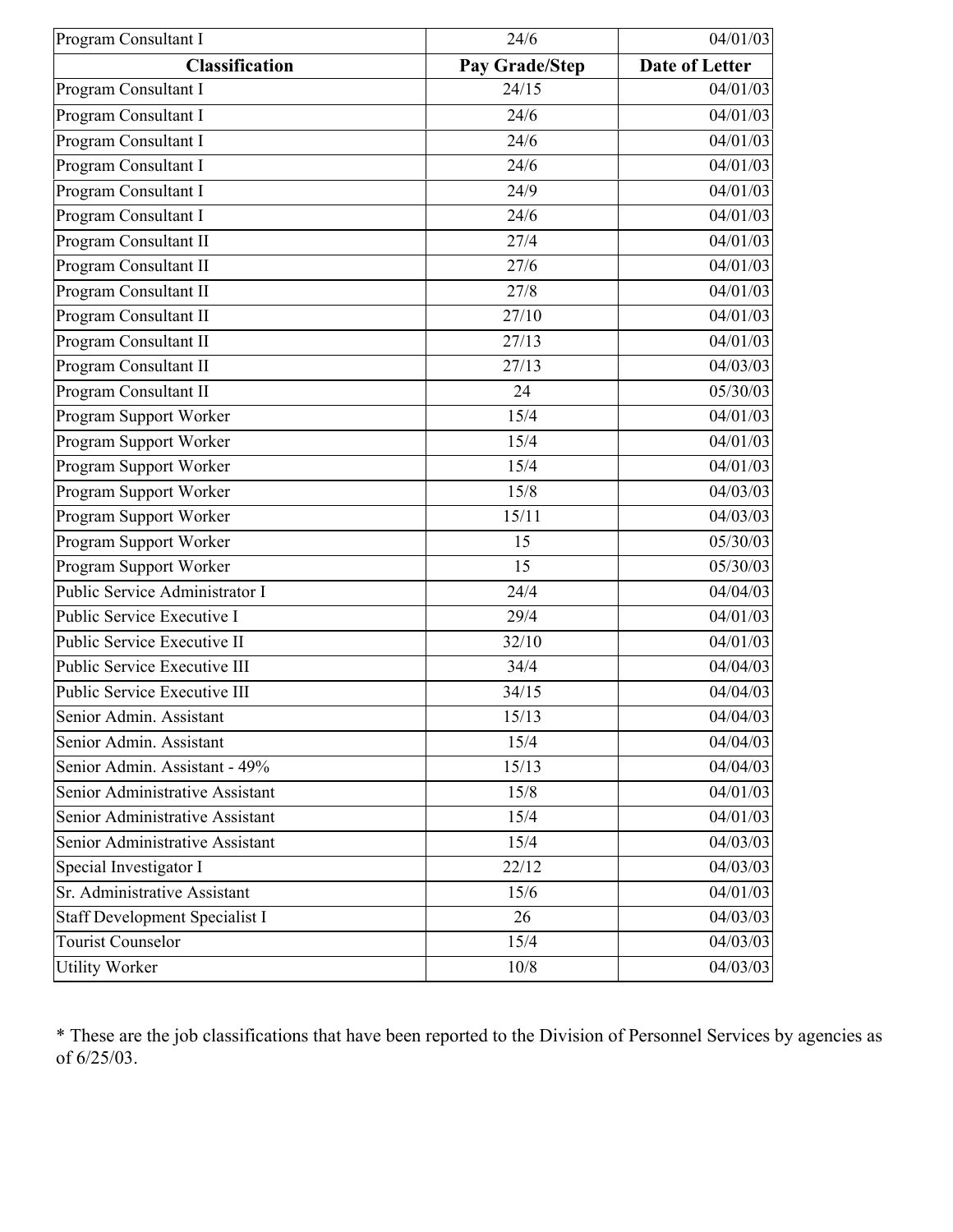| Classification | Pay Grade/Step | Date of Letter |
|---|---|---|
| Program Consultant I | 24/6 | 04/01/03 |
| Program Consultant I | 24/15 | 04/01/03 |
| Program Consultant I | 24/6 | 04/01/03 |
| Program Consultant I | 24/6 | 04/01/03 |
| Program Consultant I | 24/6 | 04/01/03 |
| Program Consultant I | 24/9 | 04/01/03 |
| Program Consultant I | 24/6 | 04/01/03 |
| Program Consultant II | 27/4 | 04/01/03 |
| Program Consultant II | 27/6 | 04/01/03 |
| Program Consultant II | 27/8 | 04/01/03 |
| Program Consultant II | 27/10 | 04/01/03 |
| Program Consultant II | 27/13 | 04/01/03 |
| Program Consultant II | 27/13 | 04/03/03 |
| Program Consultant II | 24 | 05/30/03 |
| Program Support Worker | 15/4 | 04/01/03 |
| Program Support Worker | 15/4 | 04/01/03 |
| Program Support Worker | 15/4 | 04/01/03 |
| Program Support Worker | 15/8 | 04/03/03 |
| Program Support Worker | 15/11 | 04/03/03 |
| Program Support Worker | 15 | 05/30/03 |
| Program Support Worker | 15 | 05/30/03 |
| Public Service Administrator I | 24/4 | 04/04/03 |
| Public Service Executive I | 29/4 | 04/01/03 |
| Public Service Executive II | 32/10 | 04/01/03 |
| Public Service Executive III | 34/4 | 04/04/03 |
| Public Service Executive III | 34/15 | 04/04/03 |
| Senior Admin. Assistant | 15/13 | 04/04/03 |
| Senior Admin. Assistant | 15/4 | 04/04/03 |
| Senior Admin. Assistant - 49% | 15/13 | 04/04/03 |
| Senior Administrative Assistant | 15/8 | 04/01/03 |
| Senior Administrative Assistant | 15/4 | 04/01/03 |
| Senior Administrative Assistant | 15/4 | 04/03/03 |
| Special Investigator I | 22/12 | 04/03/03 |
| Sr. Administrative Assistant | 15/6 | 04/01/03 |
| Staff Development Specialist I | 26 | 04/03/03 |
| Tourist Counselor | 15/4 | 04/03/03 |
| Utility Worker | 10/8 | 04/03/03 |

* These are the job classifications that have been reported to the Division of Personnel Services by agencies as of 6/25/03.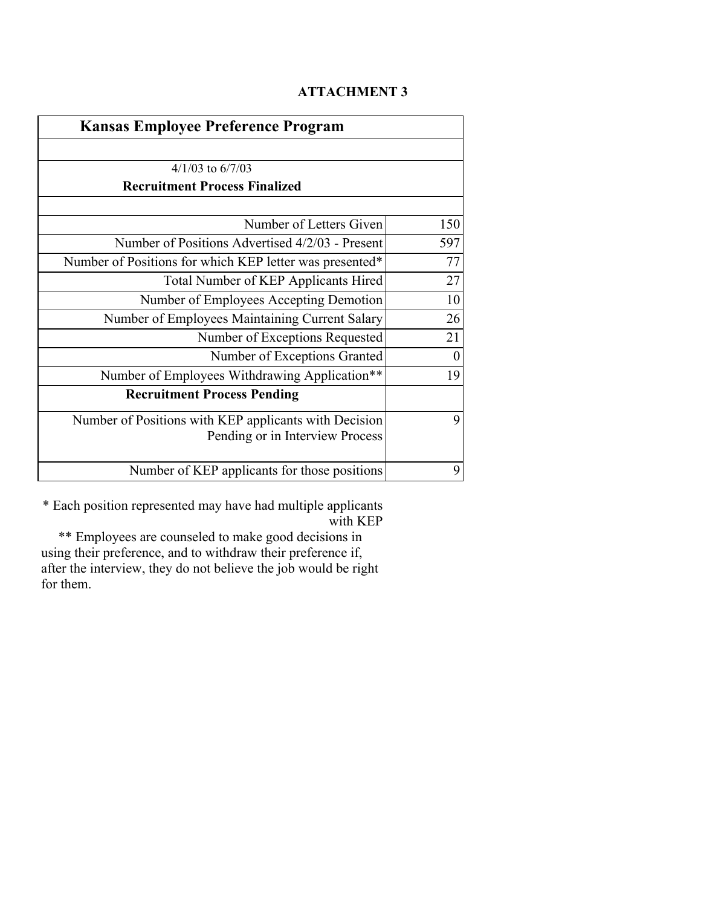**ATTACHMENT 3**

| Kansas Employee Preference Program | |
|---|---|
| | |
| 4/1/03 to 6/7/03<br>**Recruitment Process Finalized** | |
| | |
| Number of Letters Given | 150 |
| Number of Positions Advertised 4/2/03 - Present | 597 |
| Number of Positions for which KEP letter was presented* | 77 |
| Total Number of KEP Applicants Hired | 27 |
| Number of Employees Accepting Demotion | 10 |
| Number of Employees Maintaining Current Salary | 26 |
| Number of Exceptions Requested | 21 |
| Number of Exceptions Granted | 0 |
| Number of Employees Withdrawing Application** | 19 |
| **Recruitment Process Pending** | |
| Number of Positions with KEP applicants with Decision Pending or in Interview Process | 9 |
| Number of KEP applicants for those positions | 9 |

* Each position represented may have had multiple applicants with KEP

** Employees are counseled to make good decisions in using their preference, and to withdraw their preference if, after the interview, they do not believe the job would be right for them.